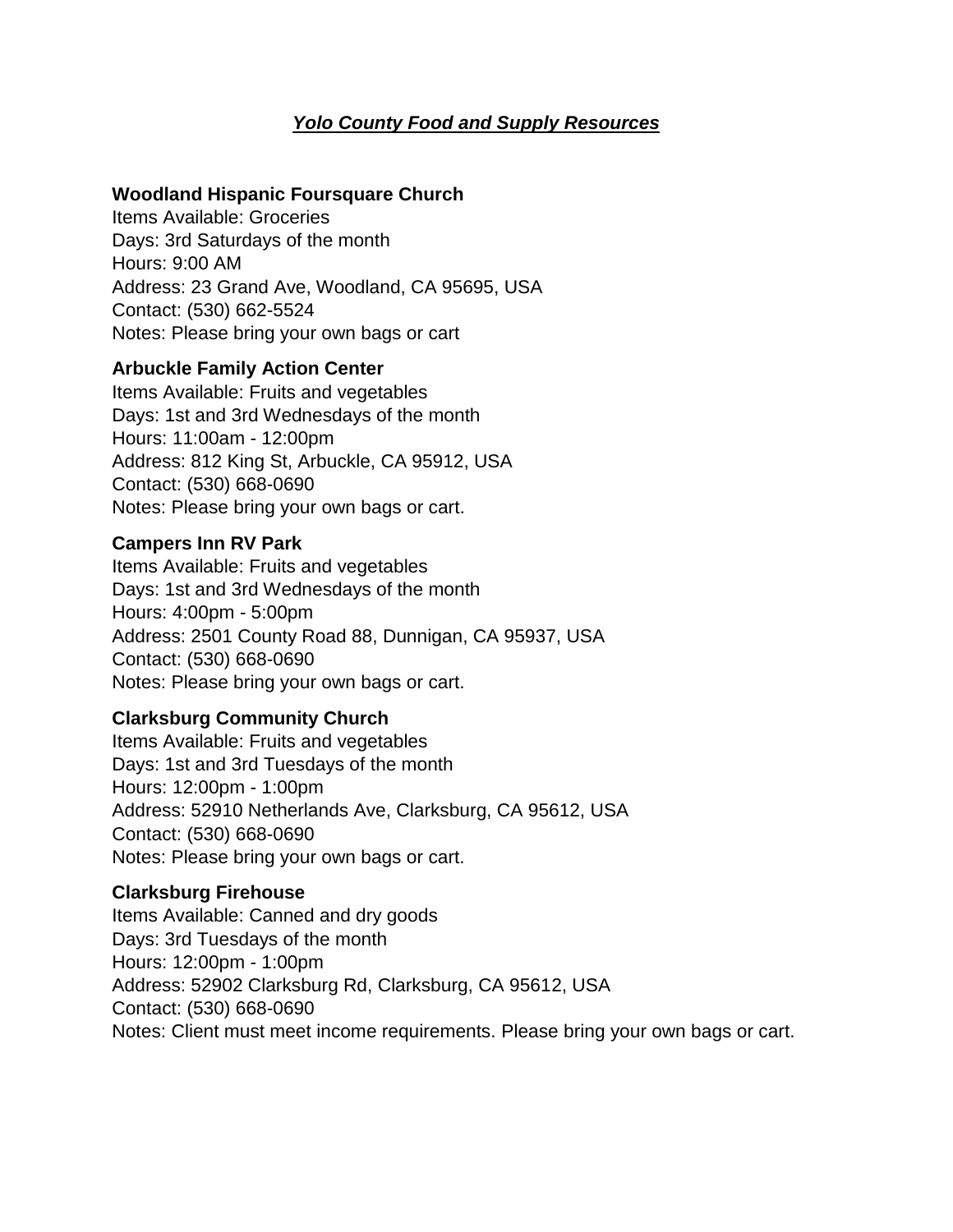# ***Yolo County Food and Supply Resources***

**Woodland Hispanic Foursquare Church**
Items Available: Groceries
Days: 3rd Saturdays of the month
Hours: 9:00 AM
Address: 23 Grand Ave, Woodland, CA 95695, USA
Contact: (530) 662-5524
Notes: Please bring your own bags or cart

**Arbuckle Family Action Center**
Items Available: Fruits and vegetables
Days: 1st and 3rd Wednesdays of the month
Hours: 11:00am - 12:00pm
Address: 812 King St, Arbuckle, CA 95912, USA
Contact: (530) 668-0690
Notes: Please bring your own bags or cart.

**Campers Inn RV Park**
Items Available: Fruits and vegetables
Days: 1st and 3rd Wednesdays of the month
Hours: 4:00pm - 5:00pm
Address: 2501 County Road 88, Dunnigan, CA 95937, USA
Contact: (530) 668-0690
Notes: Please bring your own bags or cart.

**Clarksburg Community Church**
Items Available: Fruits and vegetables
Days: 1st and 3rd Tuesdays of the month
Hours: 12:00pm - 1:00pm
Address: 52910 Netherlands Ave, Clarksburg, CA 95612, USA
Contact: (530) 668-0690
Notes: Please bring your own bags or cart.

**Clarksburg Firehouse**
Items Available: Canned and dry goods
Days: 3rd Tuesdays of the month
Hours: 12:00pm - 1:00pm
Address: 52902 Clarksburg Rd, Clarksburg, CA 95612, USA
Contact: (530) 668-0690
Notes: Client must meet income requirements. Please bring your own bags or cart.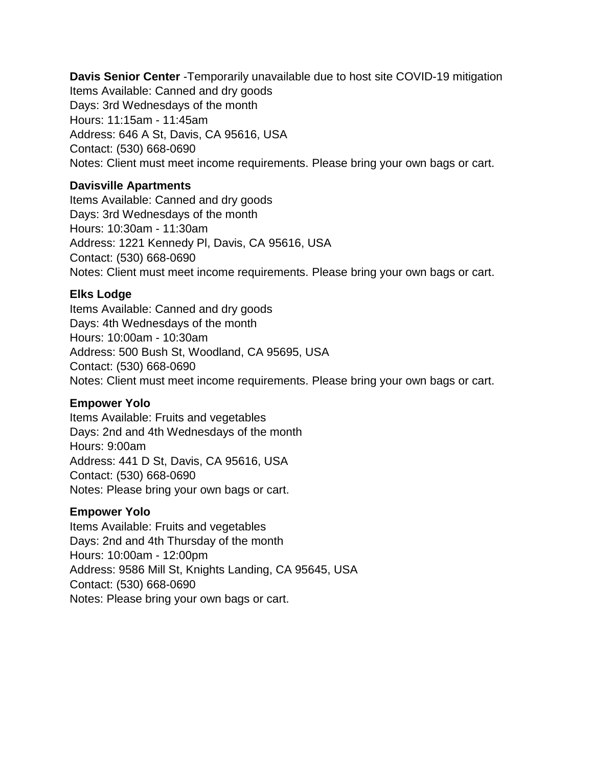**Davis Senior Center** -Temporarily unavailable due to host site COVID-19 mitigation
Items Available: Canned and dry goods
Days: 3rd Wednesdays of the month
Hours: 11:15am - 11:45am
Address: 646 A St, Davis, CA 95616, USA
Contact: (530) 668-0690
Notes: Client must meet income requirements. Please bring your own bags or cart.

**Davisville Apartments**
Items Available: Canned and dry goods
Days: 3rd Wednesdays of the month
Hours: 10:30am - 11:30am
Address: 1221 Kennedy Pl, Davis, CA 95616, USA
Contact: (530) 668-0690
Notes: Client must meet income requirements. Please bring your own bags or cart.

**Elks Lodge**
Items Available: Canned and dry goods
Days: 4th Wednesdays of the month
Hours: 10:00am - 10:30am
Address: 500 Bush St, Woodland, CA 95695, USA
Contact: (530) 668-0690
Notes: Client must meet income requirements. Please bring your own bags or cart.

**Empower Yolo**
Items Available: Fruits and vegetables
Days: 2nd and 4th Wednesdays of the month
Hours: 9:00am
Address: 441 D St, Davis, CA 95616, USA
Contact: (530) 668-0690
Notes: Please bring your own bags or cart.

**Empower Yolo**
Items Available: Fruits and vegetables
Days: 2nd and 4th Thursday of the month
Hours: 10:00am - 12:00pm
Address: 9586 Mill St, Knights Landing, CA 95645, USA
Contact: (530) 668-0690
Notes: Please bring your own bags or cart.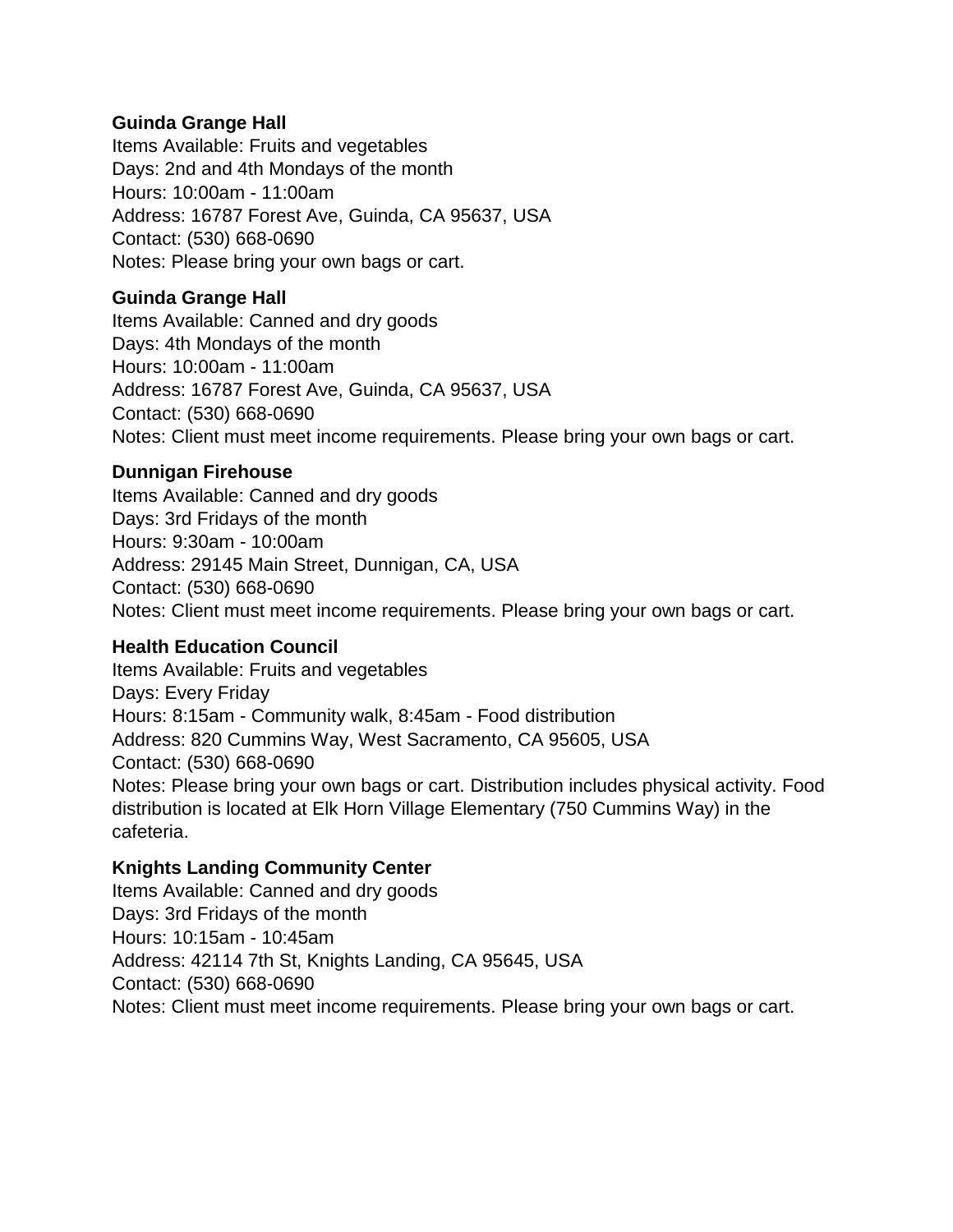**Guinda Grange Hall**
Items Available: Fruits and vegetables
Days: 2nd and 4th Mondays of the month
Hours: 10:00am - 11:00am
Address: 16787 Forest Ave, Guinda, CA 95637, USA
Contact: (530) 668-0690
Notes: Please bring your own bags or cart.

**Guinda Grange Hall**
Items Available: Canned and dry goods
Days: 4th Mondays of the month
Hours: 10:00am - 11:00am
Address: 16787 Forest Ave, Guinda, CA 95637, USA
Contact: (530) 668-0690
Notes: Client must meet income requirements. Please bring your own bags or cart.

**Dunnigan Firehouse**
Items Available: Canned and dry goods
Days: 3rd Fridays of the month
Hours: 9:30am - 10:00am
Address: 29145 Main Street, Dunnigan, CA, USA
Contact: (530) 668-0690
Notes: Client must meet income requirements. Please bring your own bags or cart.

**Health Education Council**
Items Available: Fruits and vegetables
Days: Every Friday
Hours: 8:15am - Community walk, 8:45am - Food distribution
Address: 820 Cummins Way, West Sacramento, CA 95605, USA
Contact: (530) 668-0690
Notes: Please bring your own bags or cart. Distribution includes physical activity. Food distribution is located at Elk Horn Village Elementary (750 Cummins Way) in the cafeteria.

**Knights Landing Community Center**
Items Available: Canned and dry goods
Days: 3rd Fridays of the month
Hours: 10:15am - 10:45am
Address: 42114 7th St, Knights Landing, CA 95645, USA
Contact: (530) 668-0690
Notes: Client must meet income requirements. Please bring your own bags or cart.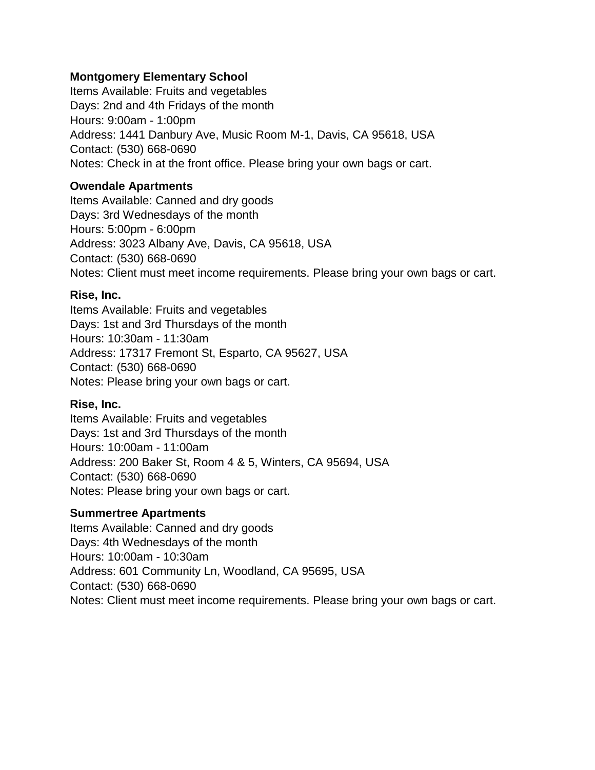**Montgomery Elementary School**
Items Available: Fruits and vegetables
Days: 2nd and 4th Fridays of the month
Hours: 9:00am - 1:00pm
Address: 1441 Danbury Ave, Music Room M-1, Davis, CA 95618, USA
Contact: (530) 668-0690
Notes: Check in at the front office. Please bring your own bags or cart.

**Owendale Apartments**
Items Available: Canned and dry goods
Days: 3rd Wednesdays of the month
Hours: 5:00pm - 6:00pm
Address: 3023 Albany Ave, Davis, CA 95618, USA
Contact: (530) 668-0690
Notes: Client must meet income requirements. Please bring your own bags or cart.

**Rise, Inc.**
Items Available: Fruits and vegetables
Days: 1st and 3rd Thursdays of the month
Hours: 10:30am - 11:30am
Address: 17317 Fremont St, Esparto, CA 95627, USA
Contact: (530) 668-0690
Notes: Please bring your own bags or cart.

**Rise, Inc.**
Items Available: Fruits and vegetables
Days: 1st and 3rd Thursdays of the month
Hours: 10:00am - 11:00am
Address: 200 Baker St, Room 4 & 5, Winters, CA 95694, USA
Contact: (530) 668-0690
Notes: Please bring your own bags or cart.

**Summertree Apartments**
Items Available: Canned and dry goods
Days: 4th Wednesdays of the month
Hours: 10:00am - 10:30am
Address: 601 Community Ln, Woodland, CA 95695, USA
Contact: (530) 668-0690
Notes: Client must meet income requirements. Please bring your own bags or cart.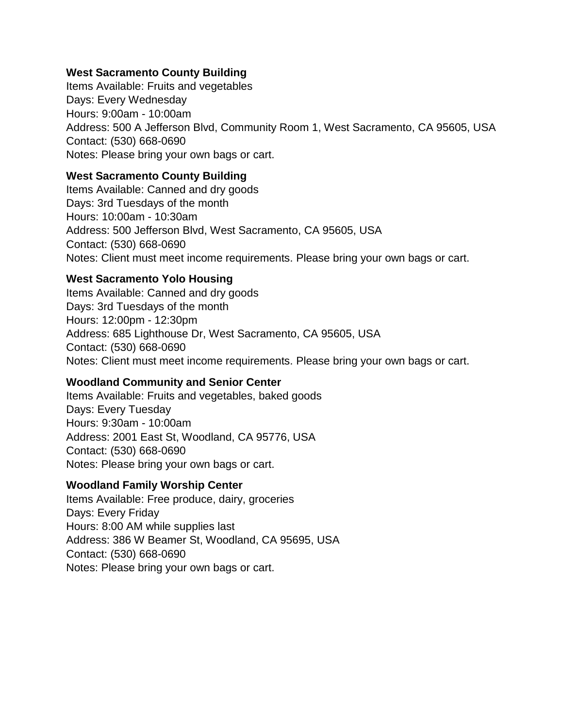**West Sacramento County Building**
Items Available: Fruits and vegetables
Days: Every Wednesday
Hours: 9:00am - 10:00am
Address: 500 A Jefferson Blvd, Community Room 1, West Sacramento, CA 95605, USA
Contact: (530) 668-0690
Notes: Please bring your own bags or cart.

**West Sacramento County Building**
Items Available: Canned and dry goods
Days: 3rd Tuesdays of the month
Hours: 10:00am - 10:30am
Address: 500 Jefferson Blvd, West Sacramento, CA 95605, USA
Contact: (530) 668-0690
Notes: Client must meet income requirements. Please bring your own bags or cart.

**West Sacramento Yolo Housing**
Items Available: Canned and dry goods
Days: 3rd Tuesdays of the month
Hours: 12:00pm - 12:30pm
Address: 685 Lighthouse Dr, West Sacramento, CA 95605, USA
Contact: (530) 668-0690
Notes: Client must meet income requirements. Please bring your own bags or cart.

**Woodland Community and Senior Center**
Items Available: Fruits and vegetables, baked goods
Days: Every Tuesday
Hours: 9:30am - 10:00am
Address: 2001 East St, Woodland, CA 95776, USA
Contact: (530) 668-0690
Notes: Please bring your own bags or cart.

**Woodland Family Worship Center**
Items Available: Free produce, dairy, groceries
Days: Every Friday
Hours: 8:00 AM while supplies last
Address: 386 W Beamer St, Woodland, CA 95695, USA
Contact: (530) 668-0690
Notes: Please bring your own bags or cart.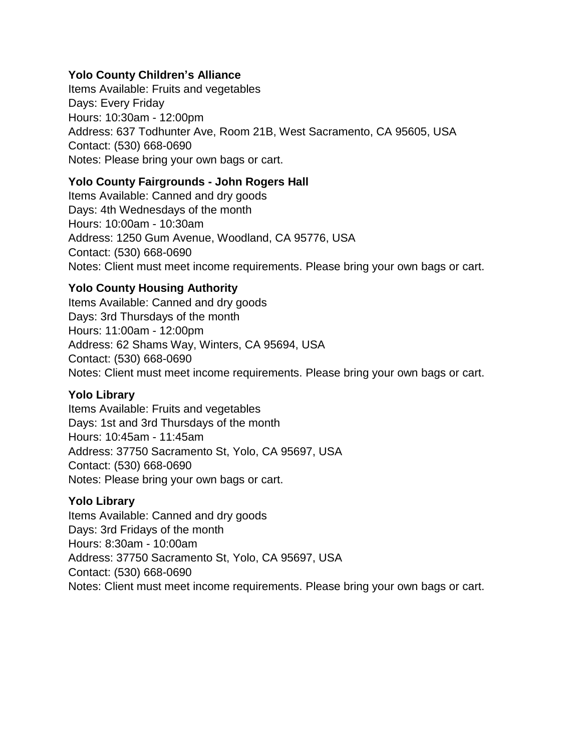**Yolo County Children's Alliance**
Items Available: Fruits and vegetables
Days: Every Friday
Hours: 10:30am - 12:00pm
Address: 637 Todhunter Ave, Room 21B, West Sacramento, CA 95605, USA
Contact: (530) 668-0690
Notes: Please bring your own bags or cart.

**Yolo County Fairgrounds - John Rogers Hall**
Items Available: Canned and dry goods
Days: 4th Wednesdays of the month
Hours: 10:00am - 10:30am
Address: 1250 Gum Avenue, Woodland, CA 95776, USA
Contact: (530) 668-0690
Notes: Client must meet income requirements. Please bring your own bags or cart.

**Yolo County Housing Authority**
Items Available: Canned and dry goods
Days: 3rd Thursdays of the month
Hours: 11:00am - 12:00pm
Address: 62 Shams Way, Winters, CA 95694, USA
Contact: (530) 668-0690
Notes: Client must meet income requirements. Please bring your own bags or cart.

**Yolo Library**
Items Available: Fruits and vegetables
Days: 1st and 3rd Thursdays of the month
Hours: 10:45am - 11:45am
Address: 37750 Sacramento St, Yolo, CA 95697, USA
Contact: (530) 668-0690
Notes: Please bring your own bags or cart.

**Yolo Library**
Items Available: Canned and dry goods
Days: 3rd Fridays of the month
Hours: 8:30am - 10:00am
Address: 37750 Sacramento St, Yolo, CA 95697, USA
Contact: (530) 668-0690
Notes: Client must meet income requirements. Please bring your own bags or cart.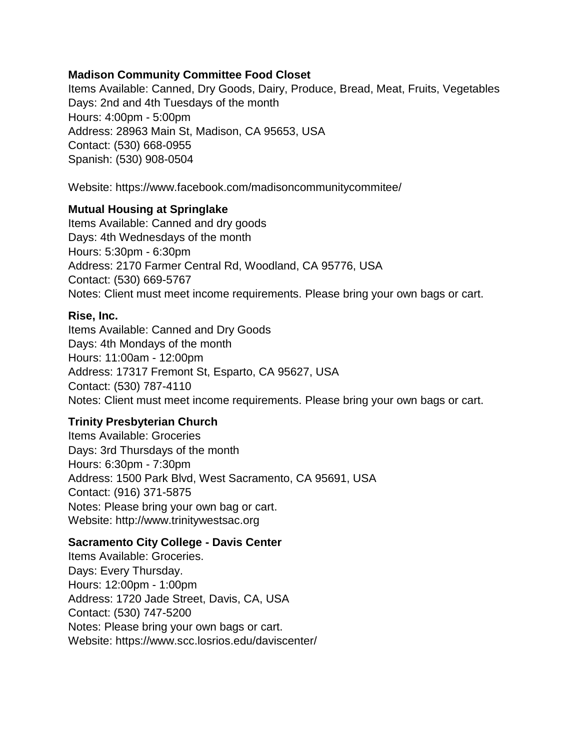**Madison Community Committee Food Closet**
Items Available: Canned, Dry Goods, Dairy, Produce, Bread, Meat, Fruits, Vegetables
Days: 2nd and 4th Tuesdays of the month
Hours: 4:00pm - 5:00pm
Address: 28963 Main St, Madison, CA 95653, USA
Contact: (530) 668-0955
Spanish: (530) 908-0504

Website: https://www.facebook.com/madisoncommunitycommitee/

**Mutual Housing at Springlake**
Items Available: Canned and dry goods
Days: 4th Wednesdays of the month
Hours: 5:30pm - 6:30pm
Address: 2170 Farmer Central Rd, Woodland, CA 95776, USA
Contact: (530) 669-5767
Notes: Client must meet income requirements. Please bring your own bags or cart.

**Rise, Inc.**
Items Available: Canned and Dry Goods
Days: 4th Mondays of the month
Hours: 11:00am - 12:00pm
Address: 17317 Fremont St, Esparto, CA 95627, USA
Contact: (530) 787-4110
Notes: Client must meet income requirements. Please bring your own bags or cart.

**Trinity Presbyterian Church**
Items Available: Groceries
Days: 3rd Thursdays of the month
Hours: 6:30pm - 7:30pm
Address: 1500 Park Blvd, West Sacramento, CA 95691, USA
Contact: (916) 371-5875
Notes: Please bring your own bag or cart.
Website: http://www.trinitywestsac.org

**Sacramento City College - Davis Center**
Items Available: Groceries.
Days: Every Thursday.
Hours: 12:00pm - 1:00pm
Address: 1720 Jade Street, Davis, CA, USA
Contact: (530) 747-5200
Notes: Please bring your own bags or cart.
Website: https://www.scc.losrios.edu/daviscenter/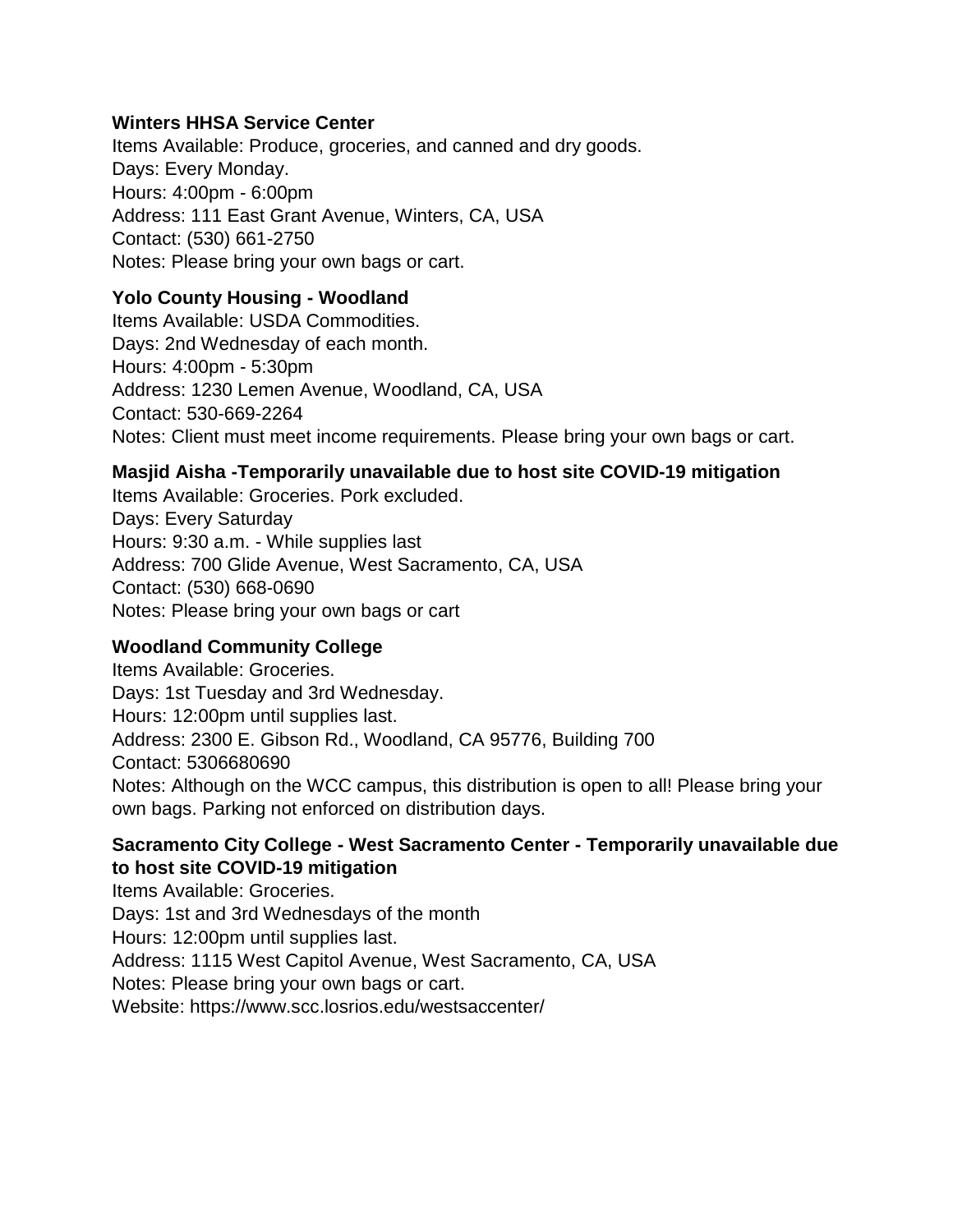**Winters HHSA Service Center**
Items Available: Produce, groceries, and canned and dry goods.
Days: Every Monday.
Hours: 4:00pm - 6:00pm
Address: 111 East Grant Avenue, Winters, CA, USA
Contact: (530) 661-2750
Notes: Please bring your own bags or cart.

**Yolo County Housing - Woodland**
Items Available: USDA Commodities.
Days: 2nd Wednesday of each month.
Hours: 4:00pm - 5:30pm
Address: 1230 Lemen Avenue, Woodland, CA, USA
Contact: 530-669-2264
Notes: Client must meet income requirements. Please bring your own bags or cart.

**Masjid Aisha -Temporarily unavailable due to host site COVID-19 mitigation**
Items Available: Groceries. Pork excluded.
Days: Every Saturday
Hours: 9:30 a.m. - While supplies last
Address: 700 Glide Avenue, West Sacramento, CA, USA
Contact: (530) 668-0690
Notes: Please bring your own bags or cart

**Woodland Community College**
Items Available: Groceries.
Days: 1st Tuesday and 3rd Wednesday.
Hours: 12:00pm until supplies last.
Address: 2300 E. Gibson Rd., Woodland, CA 95776, Building 700
Contact: 5306680690
Notes: Although on the WCC campus, this distribution is open to all! Please bring your own bags. Parking not enforced on distribution days.

**Sacramento City College - West Sacramento Center - Temporarily unavailable due to host site COVID-19 mitigation**
Items Available: Groceries.
Days: 1st and 3rd Wednesdays of the month
Hours: 12:00pm until supplies last.
Address: 1115 West Capitol Avenue, West Sacramento, CA, USA
Notes: Please bring your own bags or cart.
Website: https://www.scc.losrios.edu/westsaccenter/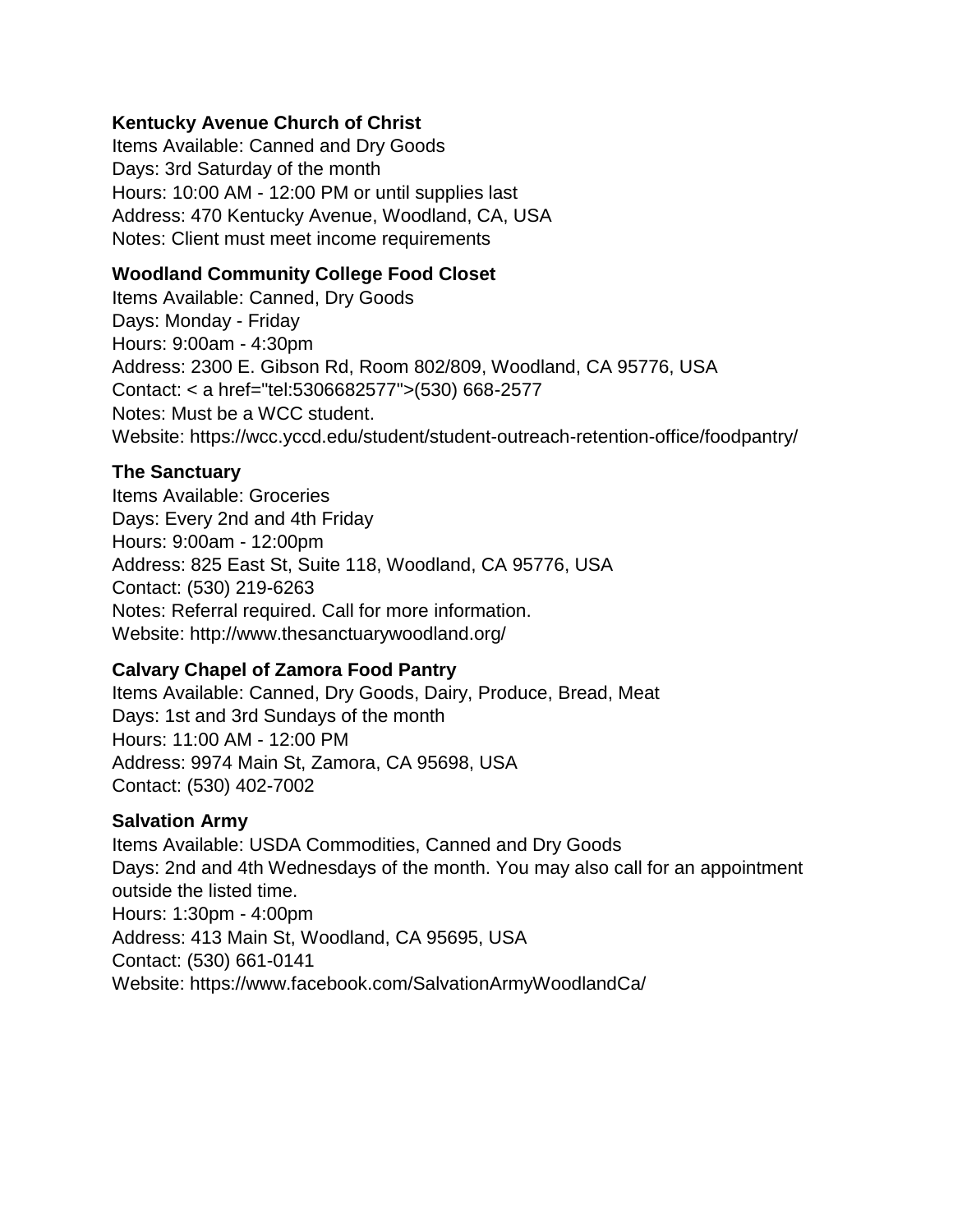**Kentucky Avenue Church of Christ**
Items Available: Canned and Dry Goods
Days: 3rd Saturday of the month
Hours: 10:00 AM - 12:00 PM or until supplies last
Address: 470 Kentucky Avenue, Woodland, CA, USA
Notes: Client must meet income requirements

**Woodland Community College Food Closet**
Items Available: Canned, Dry Goods
Days: Monday - Friday
Hours: 9:00am - 4:30pm
Address: 2300 E. Gibson Rd, Room 802/809, Woodland, CA 95776, USA
Contact: < a href="tel:5306682577">(530) 668-2577
Notes: Must be a WCC student.
Website: https://wcc.yccd.edu/student/student-outreach-retention-office/foodpantry/

**The Sanctuary**
Items Available: Groceries
Days: Every 2nd and 4th Friday
Hours: 9:00am - 12:00pm
Address: 825 East St, Suite 118, Woodland, CA 95776, USA
Contact: (530) 219-6263
Notes: Referral required. Call for more information.
Website: http://www.thesanctuarywoodland.org/

**Calvary Chapel of Zamora Food Pantry**
Items Available: Canned, Dry Goods, Dairy, Produce, Bread, Meat
Days: 1st and 3rd Sundays of the month
Hours: 11:00 AM - 12:00 PM
Address: 9974 Main St, Zamora, CA 95698, USA
Contact: (530) 402-7002

**Salvation Army**
Items Available: USDA Commodities, Canned and Dry Goods
Days: 2nd and 4th Wednesdays of the month. You may also call for an appointment outside the listed time.
Hours: 1:30pm - 4:00pm
Address: 413 Main St, Woodland, CA 95695, USA
Contact: (530) 661-0141
Website: https://www.facebook.com/SalvationArmyWoodlandCa/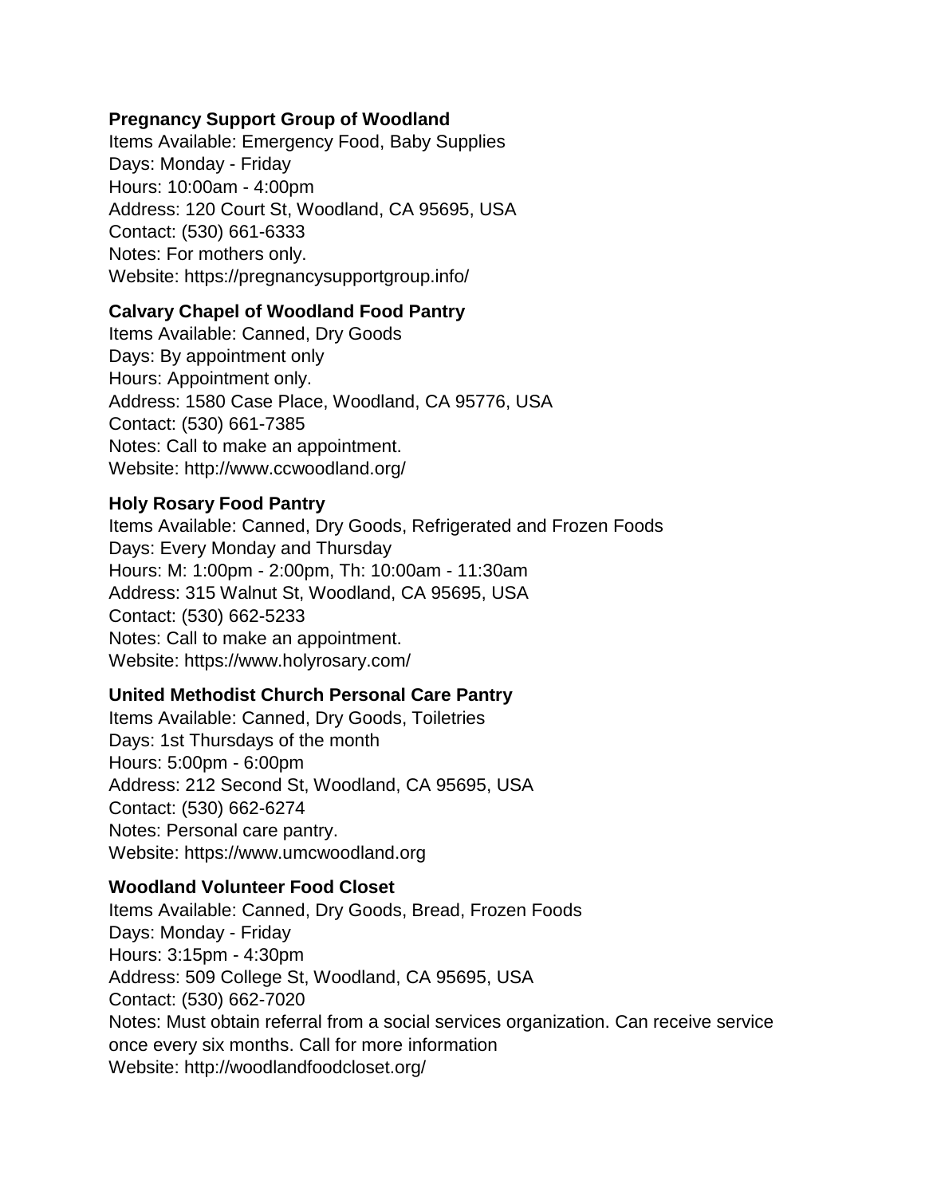**Pregnancy Support Group of Woodland**
Items Available: Emergency Food, Baby Supplies
Days: Monday - Friday
Hours: 10:00am - 4:00pm
Address: 120 Court St, Woodland, CA 95695, USA
Contact: (530) 661-6333
Notes: For mothers only.
Website: https://pregnancysupportgroup.info/

**Calvary Chapel of Woodland Food Pantry**
Items Available: Canned, Dry Goods
Days: By appointment only
Hours: Appointment only.
Address: 1580 Case Place, Woodland, CA 95776, USA
Contact: (530) 661-7385
Notes: Call to make an appointment.
Website: http://www.ccwoodland.org/

**Holy Rosary Food Pantry**
Items Available: Canned, Dry Goods, Refrigerated and Frozen Foods
Days: Every Monday and Thursday
Hours: M: 1:00pm - 2:00pm, Th: 10:00am - 11:30am
Address: 315 Walnut St, Woodland, CA 95695, USA
Contact: (530) 662-5233
Notes: Call to make an appointment.
Website: https://www.holyrosary.com/

**United Methodist Church Personal Care Pantry**
Items Available: Canned, Dry Goods, Toiletries
Days: 1st Thursdays of the month
Hours: 5:00pm - 6:00pm
Address: 212 Second St, Woodland, CA 95695, USA
Contact: (530) 662-6274
Notes: Personal care pantry.
Website: https://www.umcwoodland.org

**Woodland Volunteer Food Closet**
Items Available: Canned, Dry Goods, Bread, Frozen Foods
Days: Monday - Friday
Hours: 3:15pm - 4:30pm
Address: 509 College St, Woodland, CA 95695, USA
Contact: (530) 662-7020
Notes: Must obtain referral from a social services organization. Can receive service once every six months. Call for more information
Website: http://woodlandfoodcloset.org/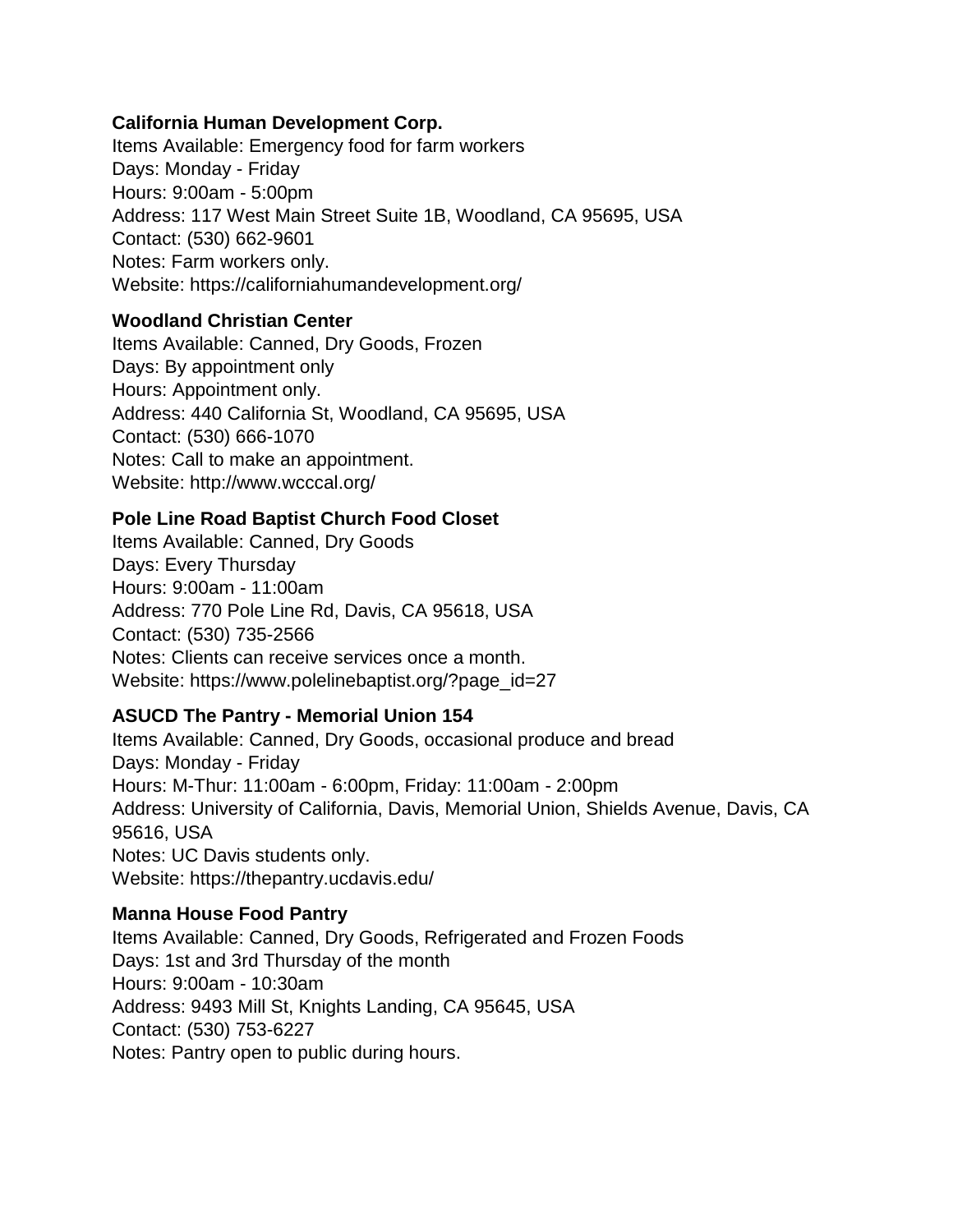**California Human Development Corp.**
Items Available: Emergency food for farm workers
Days: Monday - Friday
Hours: 9:00am - 5:00pm
Address: 117 West Main Street Suite 1B, Woodland, CA 95695, USA
Contact: (530) 662-9601
Notes: Farm workers only.
Website: https://californiahumandevelopment.org/

**Woodland Christian Center**
Items Available: Canned, Dry Goods, Frozen
Days: By appointment only
Hours: Appointment only.
Address: 440 California St, Woodland, CA 95695, USA
Contact: (530) 666-1070
Notes: Call to make an appointment.
Website: http://www.wcccal.org/

**Pole Line Road Baptist Church Food Closet**
Items Available: Canned, Dry Goods
Days: Every Thursday
Hours: 9:00am - 11:00am
Address: 770 Pole Line Rd, Davis, CA 95618, USA
Contact: (530) 735-2566
Notes: Clients can receive services once a month.
Website: https://www.polelinebaptist.org/?page_id=27

**ASUCD The Pantry - Memorial Union 154**
Items Available: Canned, Dry Goods, occasional produce and bread
Days: Monday - Friday
Hours: M-Thur: 11:00am - 6:00pm, Friday: 11:00am - 2:00pm
Address: University of California, Davis, Memorial Union, Shields Avenue, Davis, CA 95616, USA
Notes: UC Davis students only.
Website: https://thepantry.ucdavis.edu/

**Manna House Food Pantry**
Items Available: Canned, Dry Goods, Refrigerated and Frozen Foods
Days: 1st and 3rd Thursday of the month
Hours: 9:00am - 10:30am
Address: 9493 Mill St, Knights Landing, CA 95645, USA
Contact: (530) 753-6227
Notes: Pantry open to public during hours.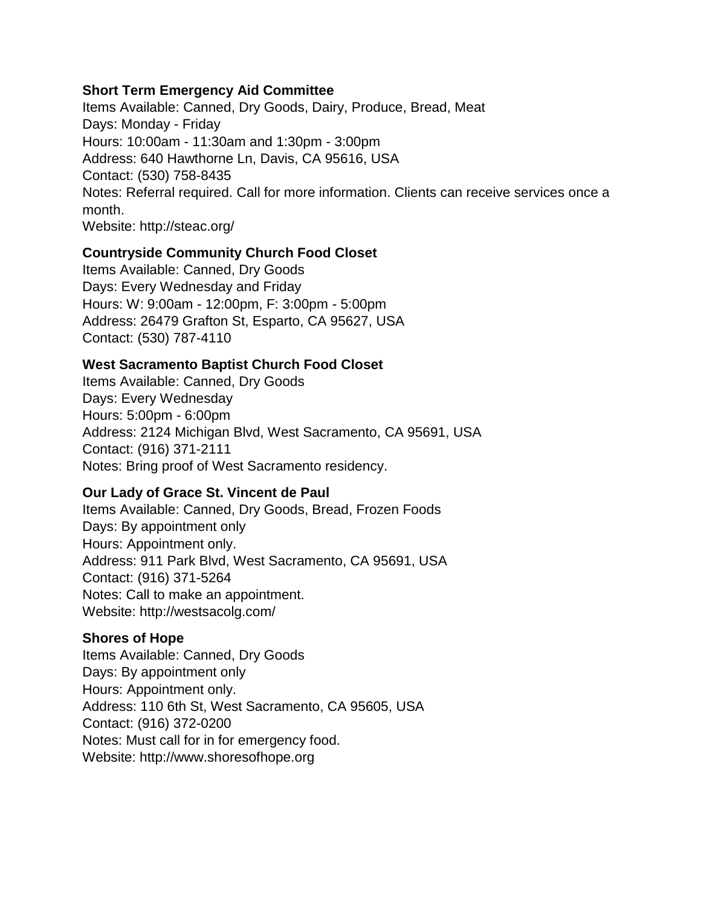**Short Term Emergency Aid Committee**
Items Available: Canned, Dry Goods, Dairy, Produce, Bread, Meat
Days: Monday - Friday
Hours: 10:00am - 11:30am and 1:30pm - 3:00pm
Address: 640 Hawthorne Ln, Davis, CA 95616, USA
Contact: (530) 758-8435
Notes: Referral required. Call for more information. Clients can receive services once a month.
Website: http://steac.org/

**Countryside Community Church Food Closet**
Items Available: Canned, Dry Goods
Days: Every Wednesday and Friday
Hours: W: 9:00am - 12:00pm, F: 3:00pm - 5:00pm
Address: 26479 Grafton St, Esparto, CA 95627, USA
Contact: (530) 787-4110

**West Sacramento Baptist Church Food Closet**
Items Available: Canned, Dry Goods
Days: Every Wednesday
Hours: 5:00pm - 6:00pm
Address: 2124 Michigan Blvd, West Sacramento, CA 95691, USA
Contact: (916) 371-2111
Notes: Bring proof of West Sacramento residency.

**Our Lady of Grace St. Vincent de Paul**
Items Available: Canned, Dry Goods, Bread, Frozen Foods
Days: By appointment only
Hours: Appointment only.
Address: 911 Park Blvd, West Sacramento, CA 95691, USA
Contact: (916) 371-5264
Notes: Call to make an appointment.
Website: http://westsacolg.com/

**Shores of Hope**
Items Available: Canned, Dry Goods
Days: By appointment only
Hours: Appointment only.
Address: 110 6th St, West Sacramento, CA 95605, USA
Contact: (916) 372-0200
Notes: Must call for in for emergency food.
Website: http://www.shoresofhope.org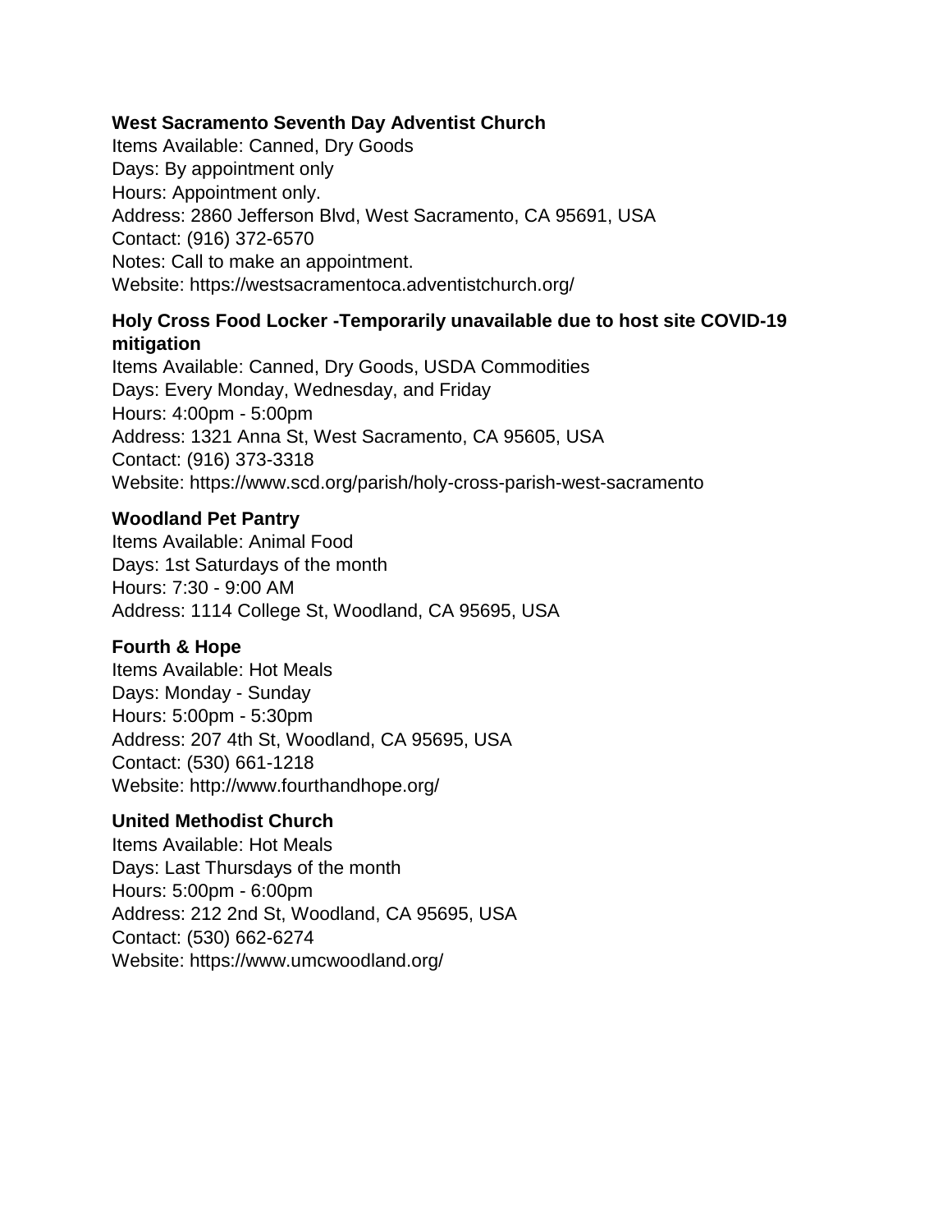**West Sacramento Seventh Day Adventist Church**
Items Available: Canned, Dry Goods
Days: By appointment only
Hours: Appointment only.
Address: 2860 Jefferson Blvd, West Sacramento, CA 95691, USA
Contact: (916) 372-6570
Notes: Call to make an appointment.
Website: https://westsacramentoca.adventistchurch.org/

**Holy Cross Food Locker -Temporarily unavailable due to host site COVID-19 mitigation**
Items Available: Canned, Dry Goods, USDA Commodities
Days: Every Monday, Wednesday, and Friday
Hours: 4:00pm - 5:00pm
Address: 1321 Anna St, West Sacramento, CA 95605, USA
Contact: (916) 373-3318
Website: https://www.scd.org/parish/holy-cross-parish-west-sacramento

**Woodland Pet Pantry**
Items Available: Animal Food
Days: 1st Saturdays of the month
Hours: 7:30 - 9:00 AM
Address: 1114 College St, Woodland, CA 95695, USA

**Fourth & Hope**
Items Available: Hot Meals
Days: Monday - Sunday
Hours: 5:00pm - 5:30pm
Address: 207 4th St, Woodland, CA 95695, USA
Contact: (530) 661-1218
Website: http://www.fourthandhope.org/

**United Methodist Church**
Items Available: Hot Meals
Days: Last Thursdays of the month
Hours: 5:00pm - 6:00pm
Address: 212 2nd St, Woodland, CA 95695, USA
Contact: (530) 662-6274
Website: https://www.umcwoodland.org/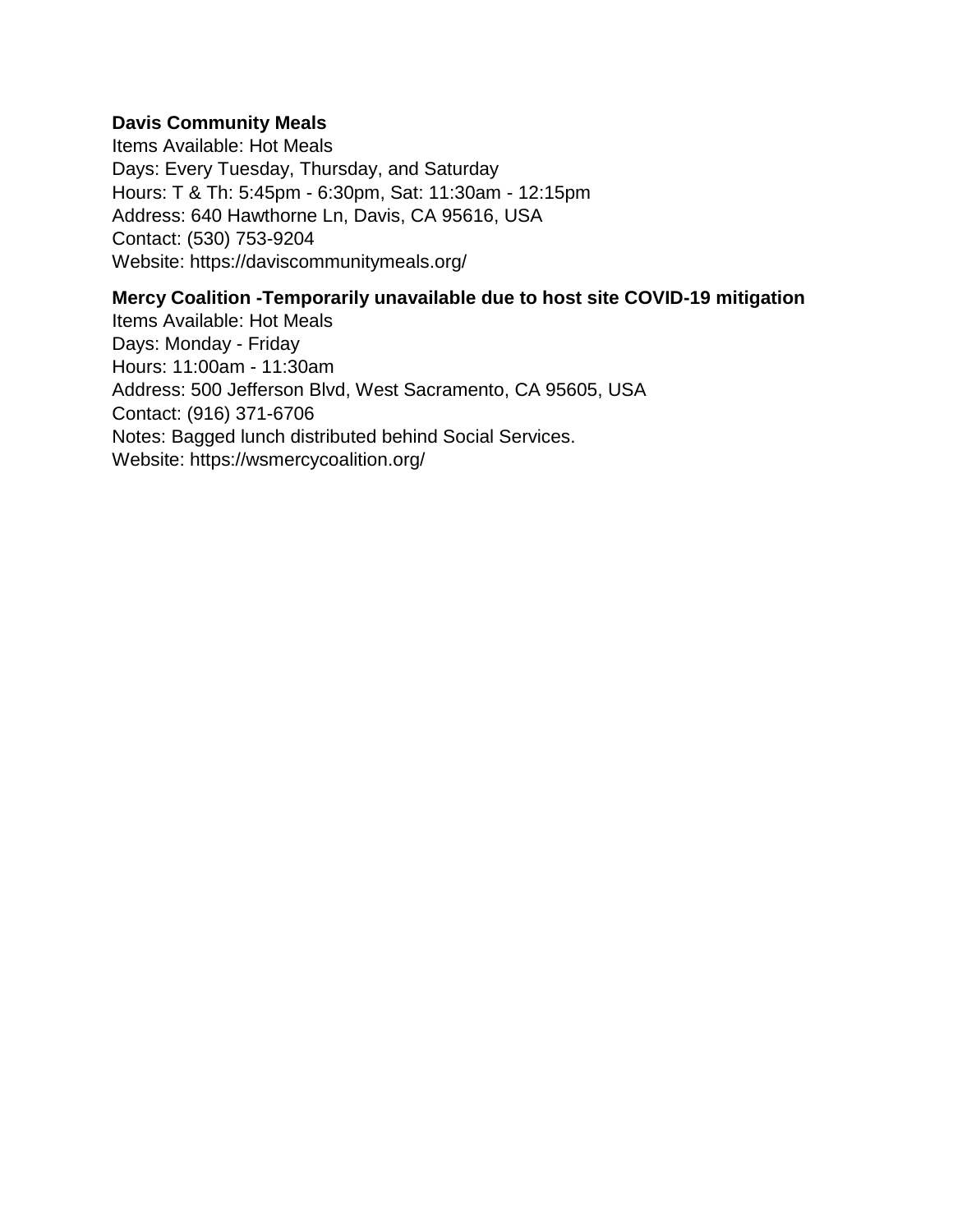**Davis Community Meals**
Items Available: Hot Meals
Days: Every Tuesday, Thursday, and Saturday
Hours: T & Th: 5:45pm - 6:30pm, Sat: 11:30am - 12:15pm
Address: 640 Hawthorne Ln, Davis, CA 95616, USA
Contact: (530) 753-9204
Website: https://daviscommunitymeals.org/

**Mercy Coalition -Temporarily unavailable due to host site COVID-19 mitigation**
Items Available: Hot Meals
Days: Monday - Friday
Hours: 11:00am - 11:30am
Address: 500 Jefferson Blvd, West Sacramento, CA 95605, USA
Contact: (916) 371-6706
Notes: Bagged lunch distributed behind Social Services.
Website: https://wsmercycoalition.org/